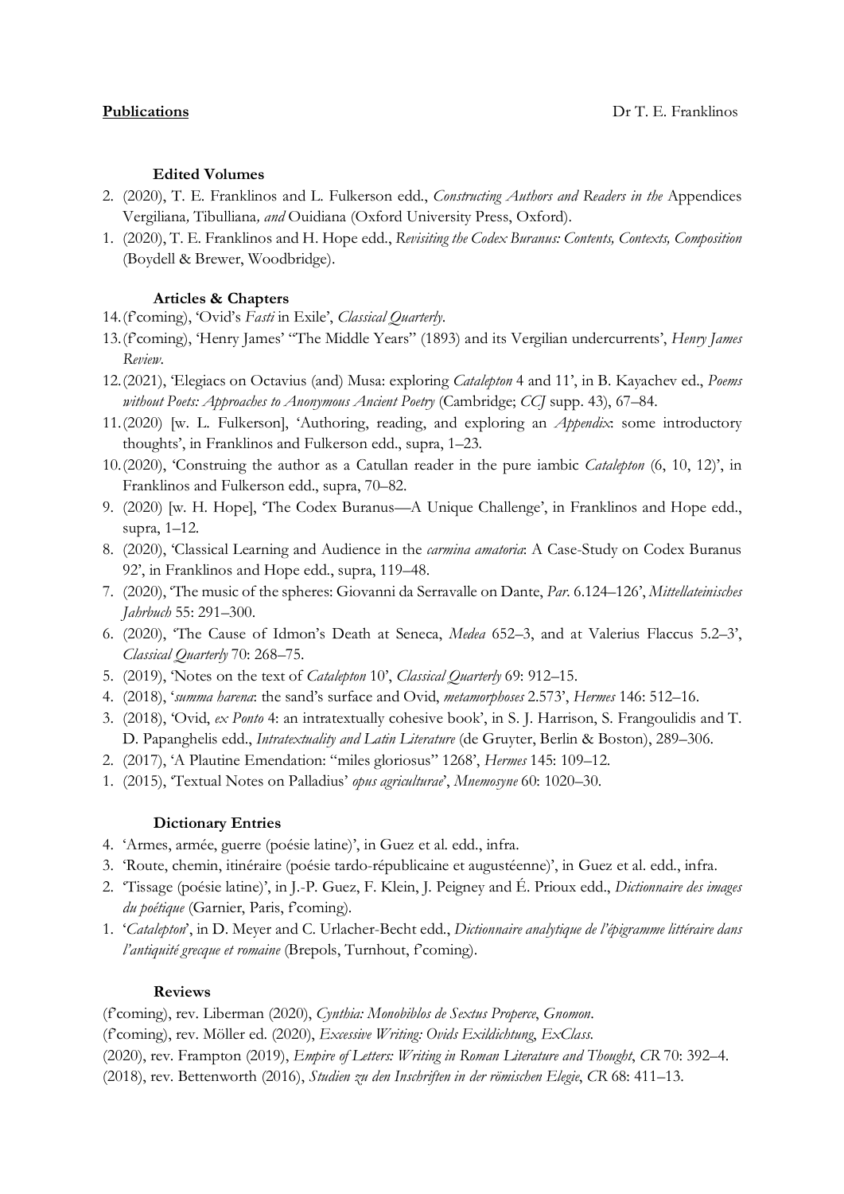**Publications** Dr T. E. Franklinos

### Edited Volumes

2. (2020), T. E. Franklinos and L. Fulkerson edd., *Constructing Authors and Readers in the* Appendices Vergiliana*,* Tibulliana*, and* Ouidiana (Oxford University Press, Oxford).
1. (2020), T. E. Franklinos and H. Hope edd., *Revisiting the Codex Buranus: Contents, Contexts, Composition* (Boydell & Brewer, Woodbridge).

### Articles & Chapters

14. (f'coming), 'Ovid's *Fasti* in Exile', *Classical Quarterly*.
13. (f'coming), 'Henry James' "The Middle Years" (1893) and its Vergilian undercurrents', *Henry James Review*.
12. (2021), 'Elegiacs on Octavius (and) Musa: exploring *Catalepton* 4 and 11', in B. Kayachev ed., *Poems without Poets: Approaches to Anonymous Ancient Poetry* (Cambridge; *CCJ* supp. 43), 67–84.
11. (2020) [w. L. Fulkerson], 'Authoring, reading, and exploring an *Appendix*: some introductory thoughts', in Franklinos and Fulkerson edd., supra, 1–23.
10. (2020), 'Construing the author as a Catullan reader in the pure iambic *Catalepton* (6, 10, 12)', in Franklinos and Fulkerson edd., supra, 70–82.
9. (2020) [w. H. Hope], 'The Codex Buranus—A Unique Challenge', in Franklinos and Hope edd., supra, 1–12.
8. (2020), 'Classical Learning and Audience in the *carmina amatoria*: A Case-Study on Codex Buranus 92', in Franklinos and Hope edd., supra, 119–48.
7. (2020), 'The music of the spheres: Giovanni da Serravalle on Dante, *Par*. 6.124–126', *Mittellateinisches Jahrbuch* 55: 291–300.
6. (2020), 'The Cause of Idmon's Death at Seneca, *Medea* 652–3, and at Valerius Flaccus 5.2–3', *Classical Quarterly* 70: 268–75.
5. (2019), 'Notes on the text of *Catalepton* 10', *Classical Quarterly* 69: 912–15.
4. (2018), '*summa harena*: the sand's surface and Ovid, *metamorphoses* 2.573', *Hermes* 146: 512–16.
3. (2018), 'Ovid, *ex Ponto* 4: an intratextually cohesive book', in S. J. Harrison, S. Frangoulidis and T. D. Papanghelis edd., *Intratextuality and Latin Literature* (de Gruyter, Berlin & Boston), 289–306.
2. (2017), 'A Plautine Emendation: "miles gloriosus" 1268', *Hermes* 145: 109–12.
1. (2015), 'Textual Notes on Palladius' *opus agriculturae*', *Mnemosyne* 60: 1020–30.

### Dictionary Entries

4. 'Armes, armée, guerre (poésie latine)', in Guez et al. edd., infra.
3. 'Route, chemin, itinéraire (poésie tardo-républicaine et augustéenne)', in Guez et al. edd., infra.
2. 'Tissage (poésie latine)', in J.-P. Guez, F. Klein, J. Peigney and É. Prioux edd., *Dictionnaire des images du poétique* (Garnier, Paris, f'coming).
1. '*Catalepton*', in D. Meyer and C. Urlacher-Becht edd., *Dictionnaire analytique de l'épigramme littéraire dans l'antiquité grecque et romaine* (Brepols, Turnhout, f'coming).

### Reviews

(f'coming), rev. Liberman (2020), *Cynthia: Monobiblos de Sextus Properce*, *Gnomon*.

(f'coming), rev. Möller ed. (2020), *Excessive Writing: Ovids Exildichtung*, *ExClass*.

(2020), rev. Frampton (2019), *Empire of Letters: Writing in Roman Literature and Thought*, *CR* 70: 392–4.

(2018), rev. Bettenworth (2016), *Studien zu den Inschriften in der römischen Elegie*, *CR* 68: 411–13.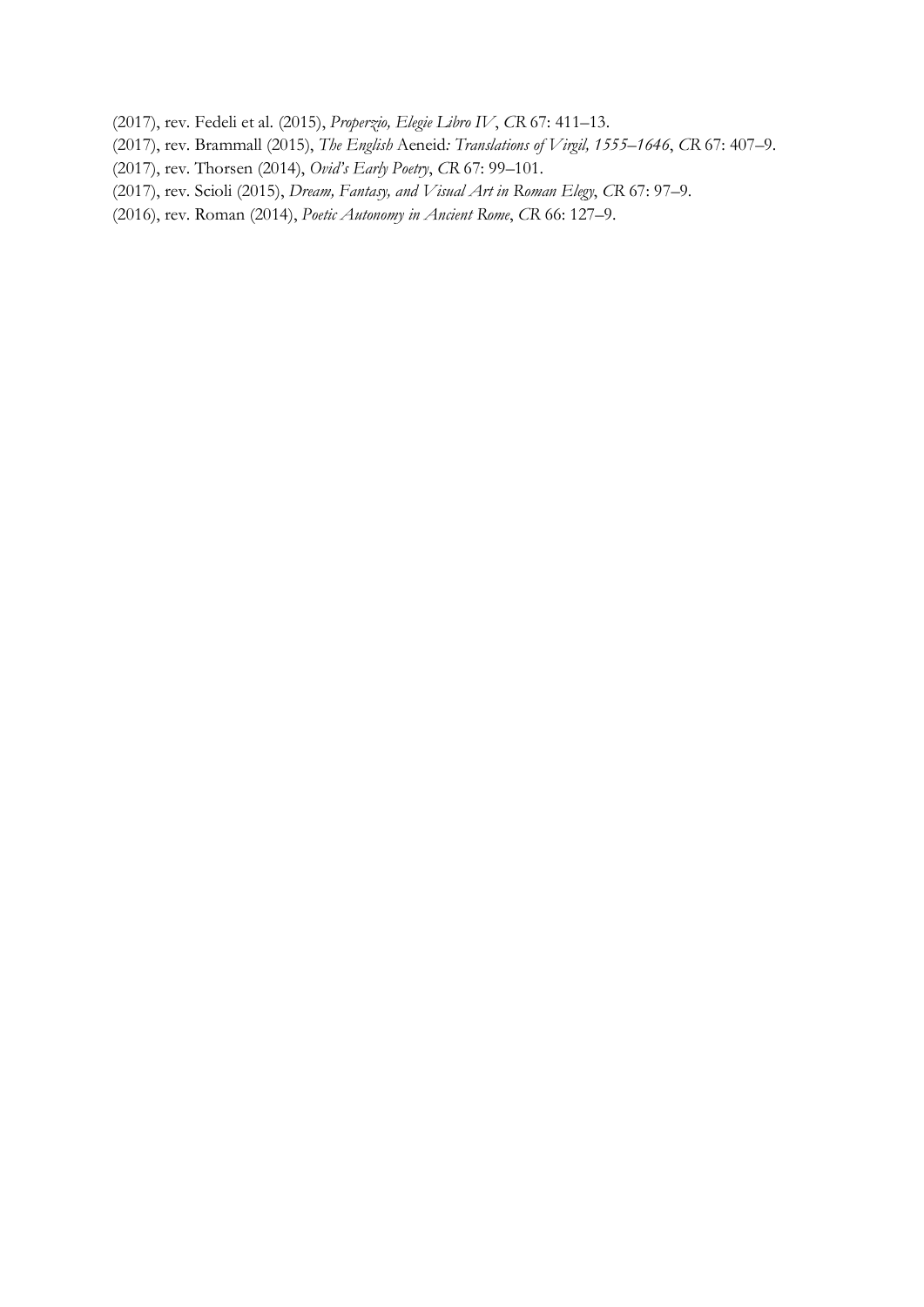(2017), rev. Fedeli et al. (2015), *Properzio, Elegie Libro IV*, *CR* 67: 411–13.
(2017), rev. Brammall (2015), *The English* Aeneid*: Translations of Virgil, 1555–1646*, *CR* 67: 407–9.
(2017), rev. Thorsen (2014), *Ovid's Early Poetry*, *CR* 67: 99–101.
(2017), rev. Scioli (2015), *Dream, Fantasy, and Visual Art in Roman Elegy*, *CR* 67: 97–9.
(2016), rev. Roman (2014), *Poetic Autonomy in Ancient Rome*, *CR* 66: 127–9.